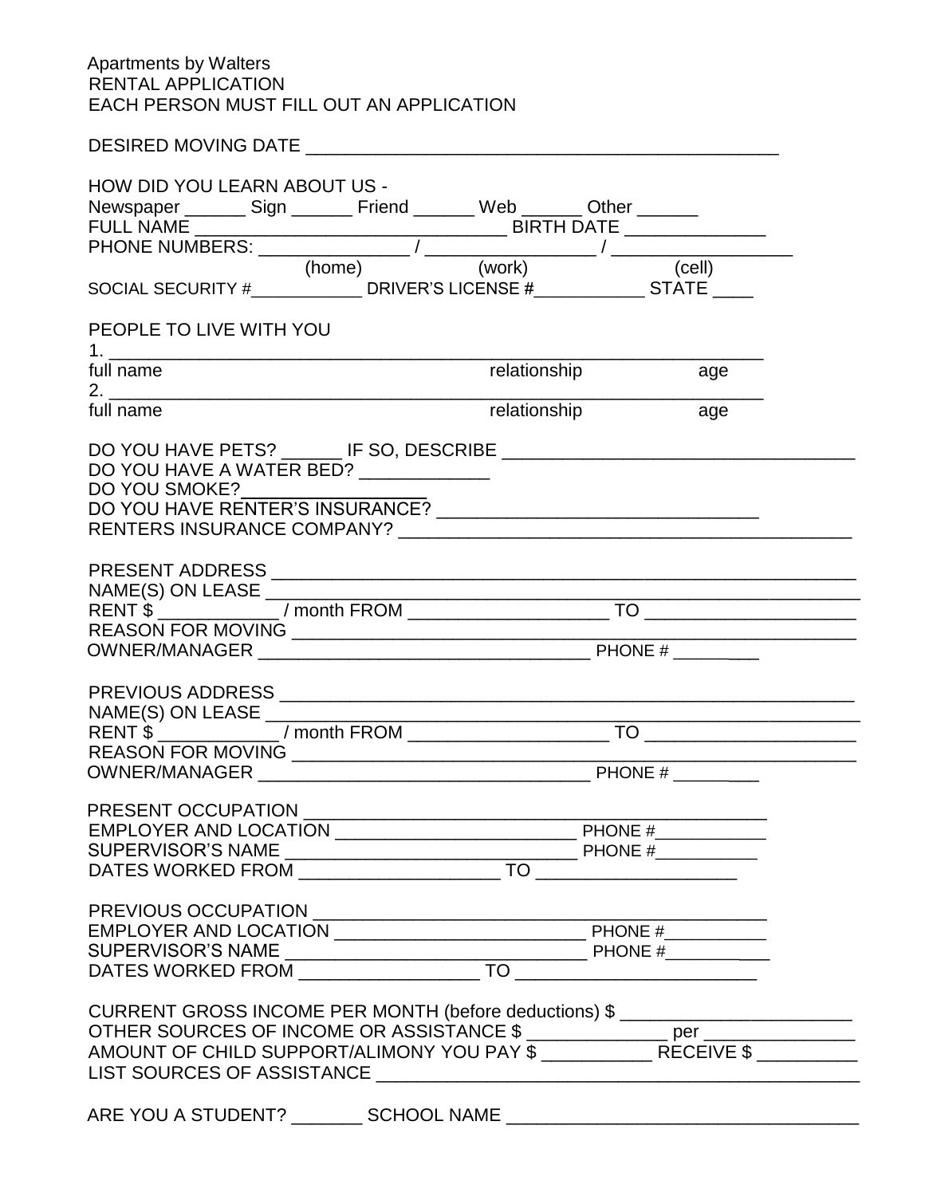Apartments by Walters
RENTAL APPLICATION
EACH PERSON MUST FILL OUT AN APPLICATION

DESIRED MOVING DATE ______________________________________________

HOW DID YOU LEARN ABOUT US -
Newspaper ______ Sign ______ Friend ______ Web ______ Other ______
FULL NAME ______________________________ BIRTH DATE ______________
PHONE NUMBERS: ______________ / ________________ / _________________
(home) (work) (cell)
SOCIAL SECURITY #___________ DRIVER'S LICENSE #___________ STATE ____

PEOPLE TO LIVE WITH YOU

1. ______________________________________________________________
full name relationship age
2. ______________________________________________________________
full name relationship age

DO YOU HAVE PETS? ______ IF SO, DESCRIBE ___________________________________
DO YOU HAVE A WATER BED? ____________
DO YOU SMOKE?_________________
DO YOU HAVE RENTER'S INSURANCE? _______________________________
RENTERS INSURANCE COMPANY? ____________________________________________

PRESENT ADDRESS ________________________________________________________
NAME(S) ON LEASE _________________________________________________________
RENT $ ____________ / month FROM ___________________ TO ____________________
REASON FOR MOVING _______________________________________________________
OWNER/MANAGER _________________________________ PHONE # _________

PREVIOUS ADDRESS _______________________________________________________
NAME(S) ON LEASE _________________________________________________________
RENT $ ____________ / month FROM ___________________ TO ____________________
REASON FOR MOVING _______________________________________________________
OWNER/MANAGER _________________________________ PHONE # _________

PRESENT OCCUPATION _____________________________________________
EMPLOYER AND LOCATION ________________________ PHONE #___________
SUPERVISOR'S NAME _____________________________ PHONE #__________
DATES WORKED FROM ___________________ TO ___________________

PREVIOUS OCCUPATION ____________________________________________
EMPLOYER AND LOCATION _________________________ PHONE #__________
SUPERVISOR'S NAME _____________________________ PHONE #___________
DATES WORKED FROM _________________ TO ________________________

CURRENT GROSS INCOME PER MONTH (before deductions) $ _______________________
OTHER SOURCES OF INCOME OR ASSISTANCE $ _____________ per _______________
AMOUNT OF CHILD SUPPORT/ALIMONY YOU PAY $ ___________ RECEIVE $ __________
LIST SOURCES OF ASSISTANCE _______________________________________________

ARE YOU A STUDENT? _______ SCHOOL NAME _________________________________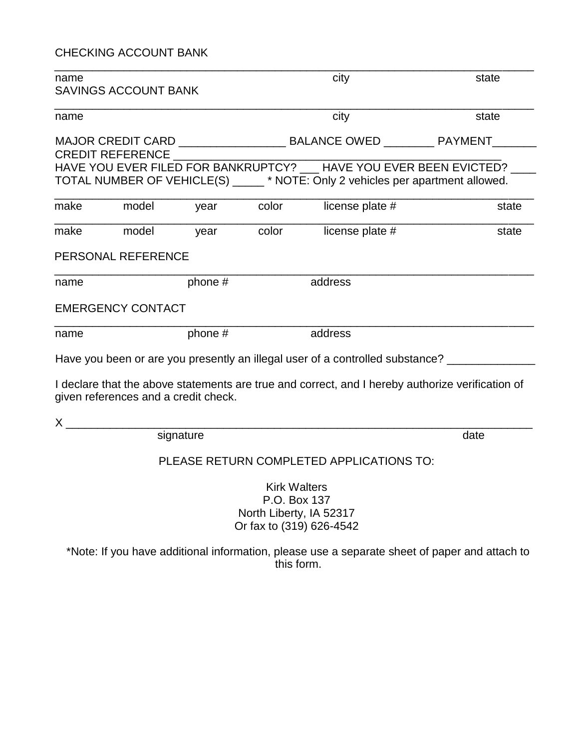CHECKING ACCOUNT BANK

_______________________________________________________________________________

name | city | state

SAVINGS ACCOUNT BANK

_______________________________________________________________________________

name | city | state

MAJOR CREDIT CARD _________________ BALANCE OWED ________ PAYMENT_______

CREDIT REFERENCE ______________________________________________________

HAVE YOU EVER FILED FOR BANKRUPTCY? ___ HAVE YOU EVER BEEN EVICTED? ____

TOTAL NUMBER OF VEHICLE(S) _____ * NOTE: Only 2 vehicles per apartment allowed.

_______________________________________________________________________________

make | model | year | color | license plate # | state

_______________________________________________________________________________

make | model | year | color | license plate # | state

PERSONAL REFERENCE

_______________________________________________________________________________

name | phone # | address

EMERGENCY CONTACT

_______________________________________________________________________________

name | phone # | address

Have you been or are you presently an illegal user of a controlled substance? ______________

I declare that the above statements are true and correct, and I hereby authorize verification of given references and a credit check.

X ____________________________________________________________________________

signature | date

PLEASE RETURN COMPLETED APPLICATIONS TO:

Kirk Walters
P.O. Box 137
North Liberty, IA 52317
Or fax to (319) 626-4542

*Note: If you have additional information, please use a separate sheet of paper and attach to this form.